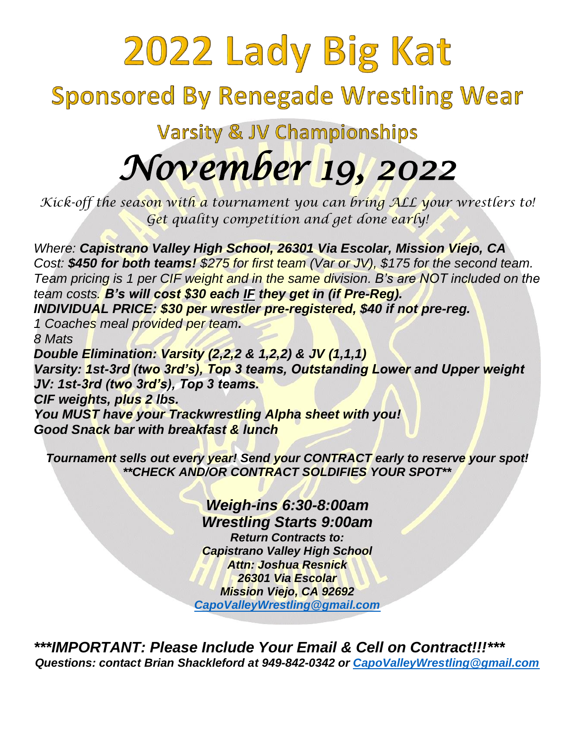# 2022 Lady Big Kat

## Sponsored By Renegade Wrestling Wear

### Varsity & JV Championships

# *November 19, 2022*

*Kick-off the season with a tournament you can bring ALL your wrestlers to!*
*Get quality competition and get done early!*

*Where: **Capistrano Valley High School, 26301 Via Escolar, Mission Viejo, CA***
*Cost: **$450 for both teams!** $275 for first team (Var or JV), $175 for the second team. Team pricing is 1 per CIF weight and in the same division. B's are NOT included on the team costs.* ***B's will cost $30 each IF they get in (if Pre-Reg).***
***INDIVIDUAL PRICE: $30 per wrestler pre-registered, $40 if not pre-reg.***
*1 Coaches meal provided per team.*
*8 Mats*
***Double Elimination: Varsity (2,2,2 & 1,2,2) & JV (1,1,1)***
***Varsity: 1st-3rd (two 3rd's), Top 3 teams, Outstanding Lower and Upper weight***
***JV: 1st-3rd (two 3rd's), Top 3 teams.***
***CIF weights, plus 2 lbs.***
***You MUST have your Trackwrestling Alpha sheet with you!***
***Good Snack bar with breakfast & lunch***

***Tournament sells out every year! Send your CONTRACT early to reserve your spot!***
***\*\*CHECK AND/OR CONTRACT SOLDIFIES YOUR SPOT\*\****

***Weigh-ins 6:30-8:00am***
***Wrestling Starts 9:00am***
***Return Contracts to:***
***Capistrano Valley High School***
***Attn: Joshua Resnick***
***26301 Via Escolar***
***Mission Viejo, CA 92692***
***CapoValleyWrestling@gmail.com***

***\*\*\*IMPORTANT: Please Include Your Email & Cell on Contract!!!\*\*\****
***Questions: contact Brian Shackleford at 949-842-0342 or CapoValleyWrestling@gmail.com***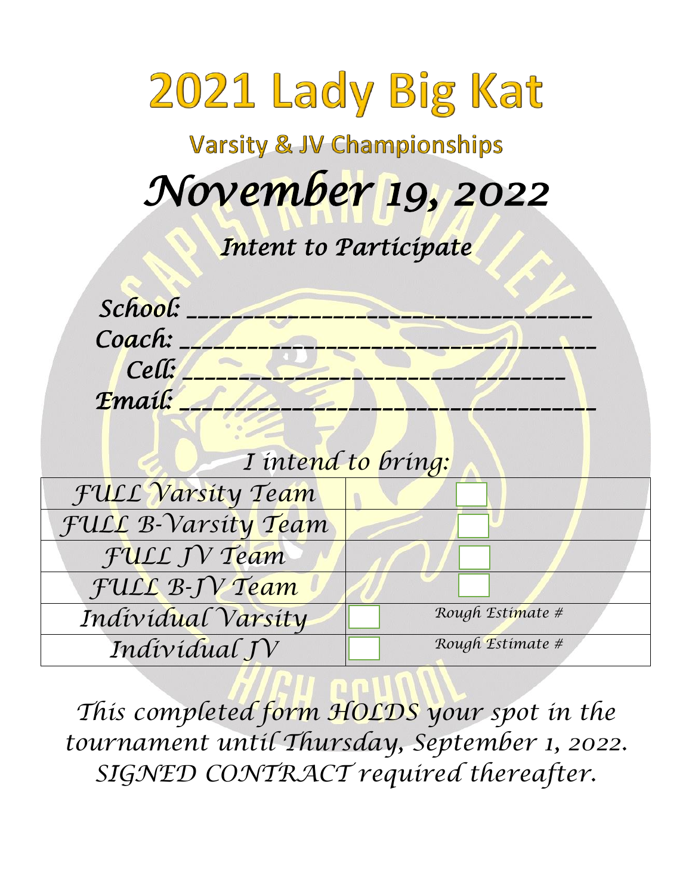# 2021 Lady Big Kat

## Varsity & JV Championships

# *November 19, 2022*

## *Intent to Participate*

*School: ________________________________*
*Coach: __________________________________*
*Cell: ______________________________*
*Email: __________________________________*

*I intend to bring:*

| | |
|---|---|
| *FULL Varsity Team* | ☐ |
| *FULL B-Varsity Team* | ☐ |
| *FULL JV Team* | ☐ |
| *FULL B-JV Team* | ☐ |
| *Individual Varsity* | ☐ *Rough Estimate #* |
| *Individual JV* | ☐ *Rough Estimate #* |

*This completed form HOLDS your spot in the tournament until Thursday, September 1, 2022. SIGNED CONTRACT required thereafter.*